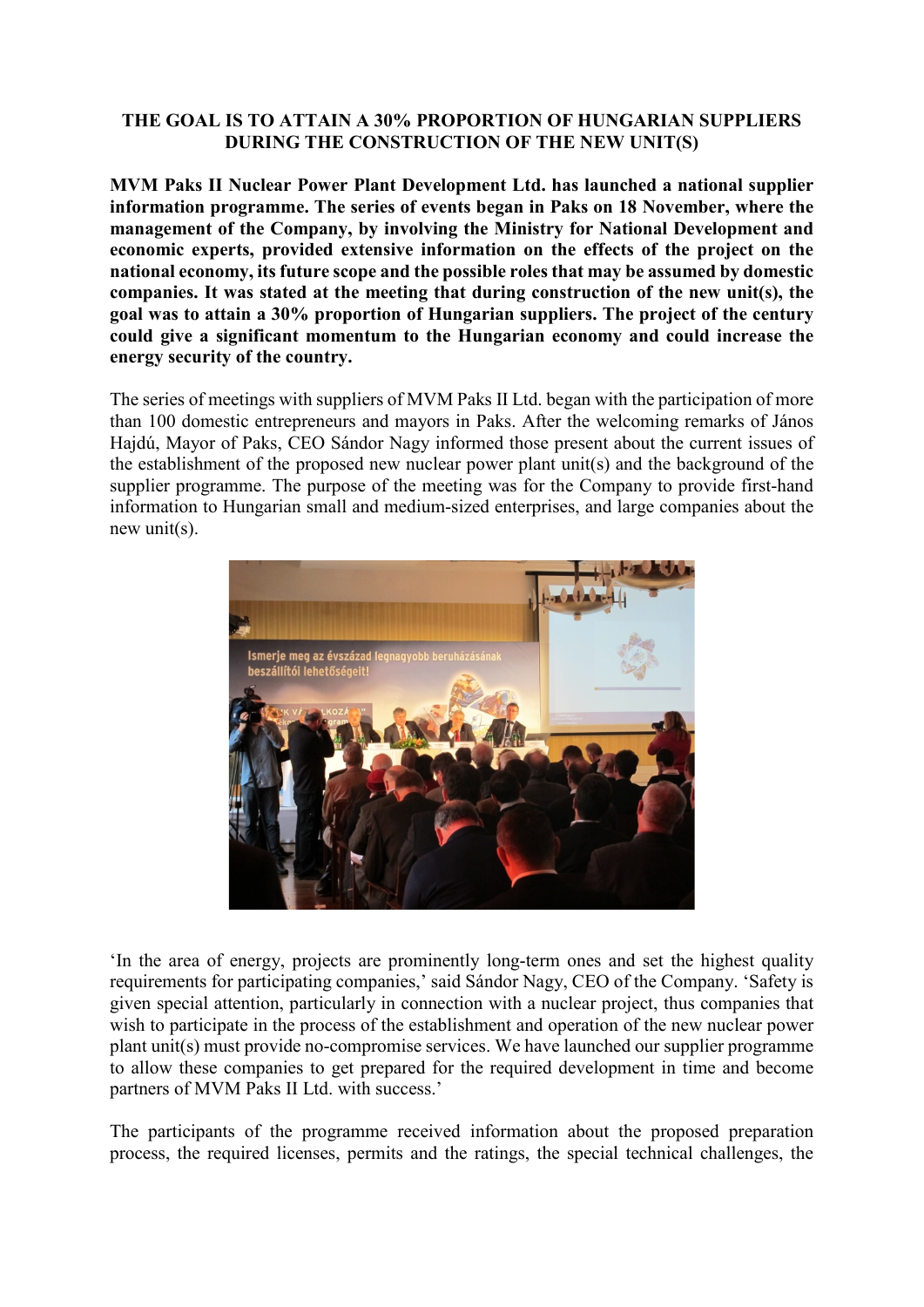**THE GOAL IS TO ATTAIN A 30% PROPORTION OF HUNGARIAN SUPPLIERS DURING THE CONSTRUCTION OF THE NEW UNIT(S)**

**MVM Paks II Nuclear Power Plant Development Ltd. has launched a national supplier information programme. The series of events began in Paks on 18 November, where the management of the Company, by involving the Ministry for National Development and economic experts, provided extensive information on the effects of the project on the national economy, its future scope and the possible roles that may be assumed by domestic companies. It was stated at the meeting that during construction of the new unit(s), the goal was to attain a 30% proportion of Hungarian suppliers. The project of the century could give a significant momentum to the Hungarian economy and could increase the energy security of the country.**

The series of meetings with suppliers of MVM Paks II Ltd. began with the participation of more than 100 domestic entrepreneurs and mayors in Paks. After the welcoming remarks of János Hajdú, Mayor of Paks, CEO Sándor Nagy informed those present about the current issues of the establishment of the proposed new nuclear power plant unit(s) and the background of the supplier programme. The purpose of the meeting was for the Company to provide first-hand information to Hungarian small and medium-sized enterprises, and large companies about the new unit(s).

'In the area of energy, projects are prominently long-term ones and set the highest quality requirements for participating companies,' said Sándor Nagy, CEO of the Company. 'Safety is given special attention, particularly in connection with a nuclear project, thus companies that wish to participate in the process of the establishment and operation of the new nuclear power plant unit(s) must provide no-compromise services. We have launched our supplier programme to allow these companies to get prepared for the required development in time and become partners of MVM Paks II Ltd. with success.'

The participants of the programme received information about the proposed preparation process, the required licenses, permits and the ratings, the special technical challenges, the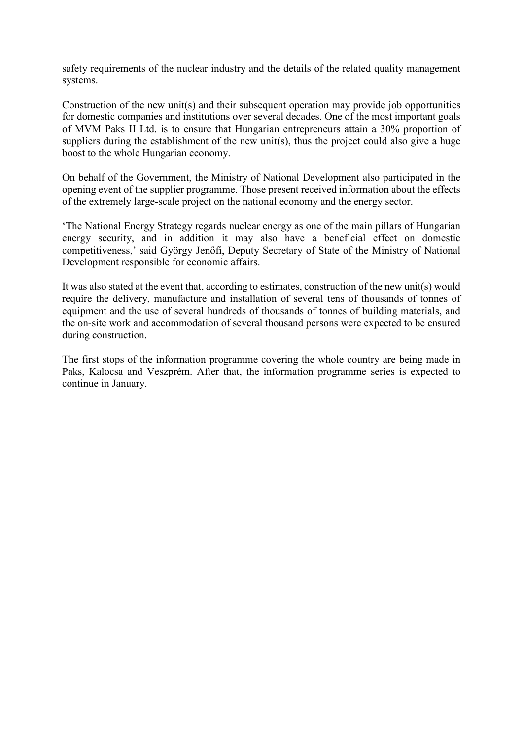safety requirements of the nuclear industry and the details of the related quality management systems.

Construction of the new unit(s) and their subsequent operation may provide job opportunities for domestic companies and institutions over several decades. One of the most important goals of MVM Paks II Ltd. is to ensure that Hungarian entrepreneurs attain a 30% proportion of suppliers during the establishment of the new unit(s), thus the project could also give a huge boost to the whole Hungarian economy.

On behalf of the Government, the Ministry of National Development also participated in the opening event of the supplier programme. Those present received information about the effects of the extremely large-scale project on the national economy and the energy sector.

'The National Energy Strategy regards nuclear energy as one of the main pillars of Hungarian energy security, and in addition it may also have a beneficial effect on domestic competitiveness,' said György Jenőfi, Deputy Secretary of State of the Ministry of National Development responsible for economic affairs.

It was also stated at the event that, according to estimates, construction of the new unit(s) would require the delivery, manufacture and installation of several tens of thousands of tonnes of equipment and the use of several hundreds of thousands of tonnes of building materials, and the on-site work and accommodation of several thousand persons were expected to be ensured during construction.

The first stops of the information programme covering the whole country are being made in Paks, Kalocsa and Veszprém. After that, the information programme series is expected to continue in January.